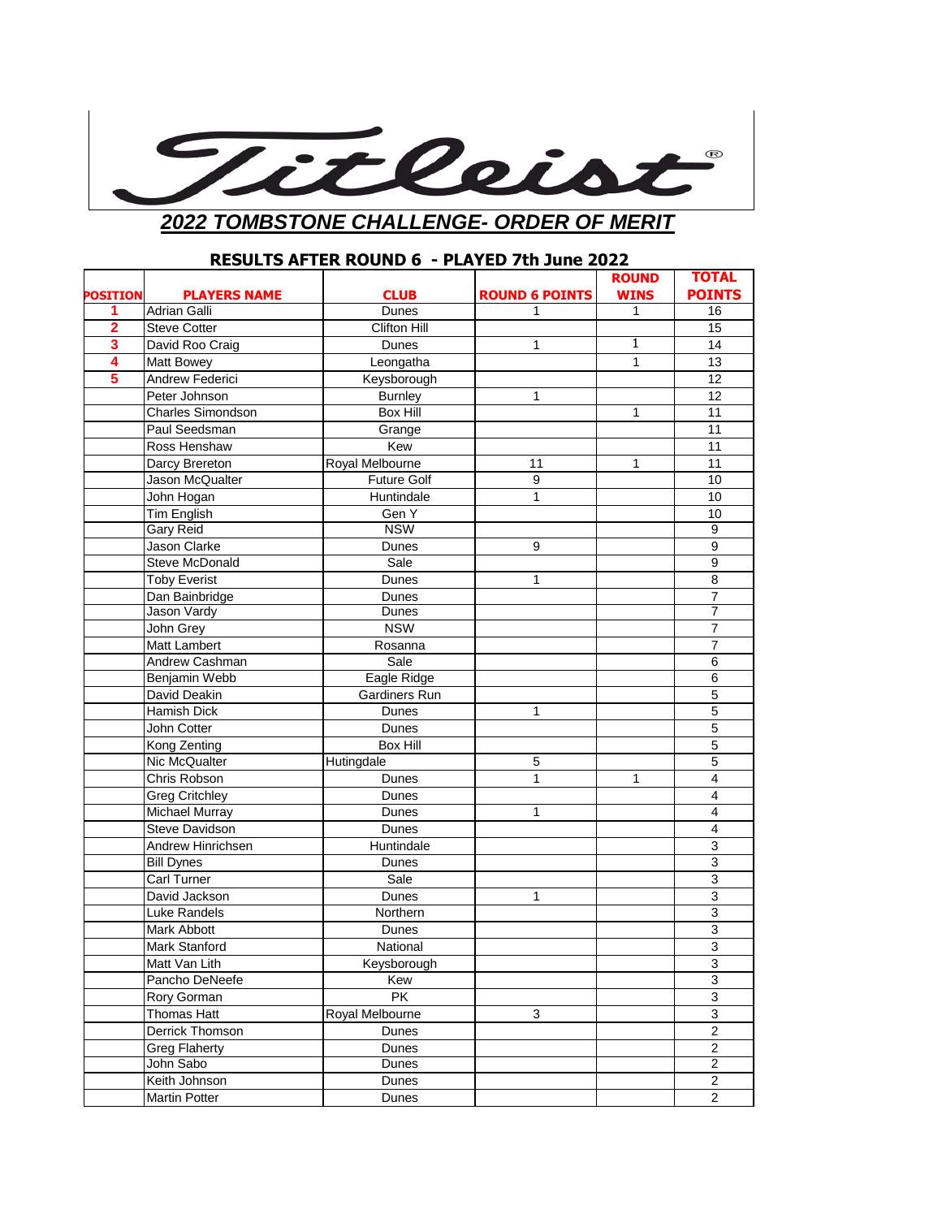Titleist®

## *2022 TOMBSTONE CHALLENGE- ORDER OF MERIT*

### RESULTS AFTER ROUND 6 - PLAYED 7th June 2022

| POSITION | PLAYERS NAME | CLUB | ROUND 6 POINTS | ROUND WINS | TOTAL POINTS |
|---|---|---|---|---|---|
| 1 | Adrian Galli | Dunes | 1 | 1 | 16 |
| 2 | Steve Cotter | Clifton Hill | | | 15 |
| 3 | David Roo Craig | Dunes | 1 | 1 | 14 |
| 4 | Matt Bowey | Leongatha | | 1 | 13 |
| 5 | Andrew Federici | Keysborough | | | 12 |
| | Peter Johnson | Burnley | 1 | | 12 |
| | Charles Simondson | Box Hill | | 1 | 11 |
| | Paul Seedsman | Grange | | | 11 |
| | Ross Henshaw | Kew | | | 11 |
| | Darcy Brereton | Royal Melbourne | 11 | 1 | 11 |
| | Jason McQualter | Future Golf | 9 | | 10 |
| | John Hogan | Huntindale | 1 | | 10 |
| | Tim English | Gen Y | | | 10 |
| | Gary Reid | NSW | | | 9 |
| | Jason Clarke | Dunes | 9 | | 9 |
| | Steve McDonald | Sale | | | 9 |
| | Toby Everist | Dunes | 1 | | 8 |
| | Dan Bainbridge | Dunes | | | 7 |
| | Jason Vardy | Dunes | | | 7 |
| | John Grey | NSW | | | 7 |
| | Matt Lambert | Rosanna | | | 7 |
| | Andrew Cashman | Sale | | | 6 |
| | Benjamin Webb | Eagle Ridge | | | 6 |
| | David Deakin | Gardiners Run | | | 5 |
| | Hamish Dick | Dunes | 1 | | 5 |
| | John Cotter | Dunes | | | 5 |
| | Kong Zenting | Box Hill | | | 5 |
| | Nic McQualter | Hutingdale | 5 | | 5 |
| | Chris Robson | Dunes | 1 | 1 | 4 |
| | Greg Critchley | Dunes | | | 4 |
| | Michael Murray | Dunes | 1 | | 4 |
| | Steve Davidson | Dunes | | | 4 |
| | Andrew Hinrichsen | Huntindale | | | 3 |
| | Bill Dynes | Dunes | | | 3 |
| | Carl Turner | Sale | | | 3 |
| | David Jackson | Dunes | 1 | | 3 |
| | Luke Randels | Northern | | | 3 |
| | Mark Abbott | Dunes | | | 3 |
| | Mark Stanford | National | | | 3 |
| | Matt Van Lith | Keysborough | | | 3 |
| | Pancho DeNeefe | Kew | | | 3 |
| | Rory Gorman | PK | | | 3 |
| | Thomas Hatt | Royal Melbourne | 3 | | 3 |
| | Derrick Thomson | Dunes | | | 2 |
| | Greg Flaherty | Dunes | | | 2 |
| | John Sabo | Dunes | | | 2 |
| | Keith Johnson | Dunes | | | 2 |
| | Martin Potter | Dunes | | | 2 |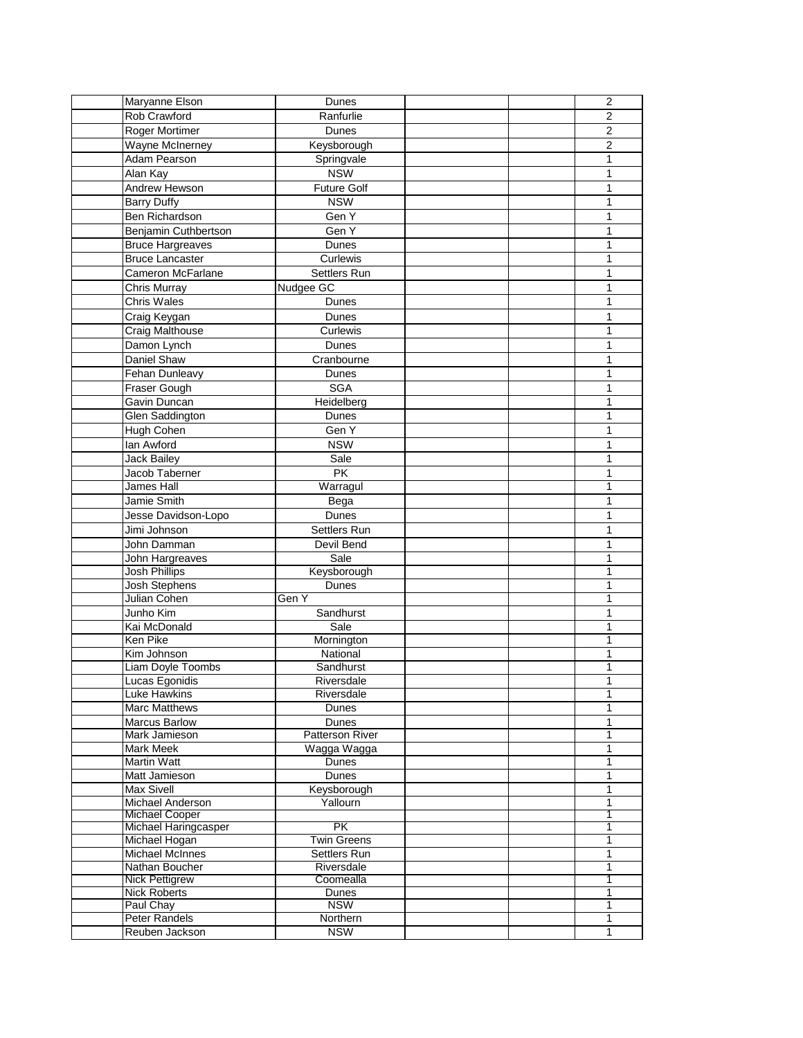| | | | | | |
|---|---|---|---|---|---|
| | Maryanne Elson | Dunes | | | 2 |
| | Rob Crawford | Ranfurlie | | | 2 |
| | Roger Mortimer | Dunes | | | 2 |
| | Wayne McInerney | Keysborough | | | 2 |
| | Adam Pearson | Springvale | | | 1 |
| | Alan Kay | NSW | | | 1 |
| | Andrew Hewson | Future Golf | | | 1 |
| | Barry Duffy | NSW | | | 1 |
| | Ben Richardson | Gen Y | | | 1 |
| | Benjamin Cuthbertson | Gen Y | | | 1 |
| | Bruce Hargreaves | Dunes | | | 1 |
| | Bruce Lancaster | Curlewis | | | 1 |
| | Cameron McFarlane | Settlers Run | | | 1 |
| | Chris Murray | Nudgee GC | | | 1 |
| | Chris Wales | Dunes | | | 1 |
| | Craig Keygan | Dunes | | | 1 |
| | Craig Malthouse | Curlewis | | | 1 |
| | Damon Lynch | Dunes | | | 1 |
| | Daniel Shaw | Cranbourne | | | 1 |
| | Fehan Dunleavy | Dunes | | | 1 |
| | Fraser Gough | SGA | | | 1 |
| | Gavin Duncan | Heidelberg | | | 1 |
| | Glen Saddington | Dunes | | | 1 |
| | Hugh Cohen | Gen Y | | | 1 |
| | Ian Awford | NSW | | | 1 |
| | Jack Bailey | Sale | | | 1 |
| | Jacob Taberner | PK | | | 1 |
| | James Hall | Warragul | | | 1 |
| | Jamie Smith | Bega | | | 1 |
| | Jesse Davidson-Lopo | Dunes | | | 1 |
| | Jimi Johnson | Settlers Run | | | 1 |
| | John Damman | Devil Bend | | | 1 |
| | John Hargreaves | Sale | | | 1 |
| | Josh Phillips | Keysborough | | | 1 |
| | Josh Stephens | Dunes | | | 1 |
| | Julian Cohen | Gen Y | | | 1 |
| | Junho Kim | Sandhurst | | | 1 |
| | Kai McDonald | Sale | | | 1 |
| | Ken Pike | Mornington | | | 1 |
| | Kim Johnson | National | | | 1 |
| | Liam Doyle Toombs | Sandhurst | | | 1 |
| | Lucas Egonidis | Riversdale | | | 1 |
| | Luke Hawkins | Riversdale | | | 1 |
| | Marc Matthews | Dunes | | | 1 |
| | Marcus Barlow | Dunes | | | 1 |
| | Mark Jamieson | Patterson River | | | 1 |
| | Mark Meek | Wagga Wagga | | | 1 |
| | Martin Watt | Dunes | | | 1 |
| | Matt Jamieson | Dunes | | | 1 |
| | Max Sivell | Keysborough | | | 1 |
| | Michael Anderson | Yallourn | | | 1 |
| | Michael Cooper | | | | 1 |
| | Michael Haringcasper | PK | | | 1 |
| | Michael Hogan | Twin Greens | | | 1 |
| | Michael McInnes | Settlers Run | | | 1 |
| | Nathan Boucher | Riversdale | | | 1 |
| | Nick Pettigrew | Coomealla | | | 1 |
| | Nick Roberts | Dunes | | | 1 |
| | Paul Chay | NSW | | | 1 |
| | Peter Randels | Northern | | | 1 |
| | Reuben Jackson | NSW | | | 1 |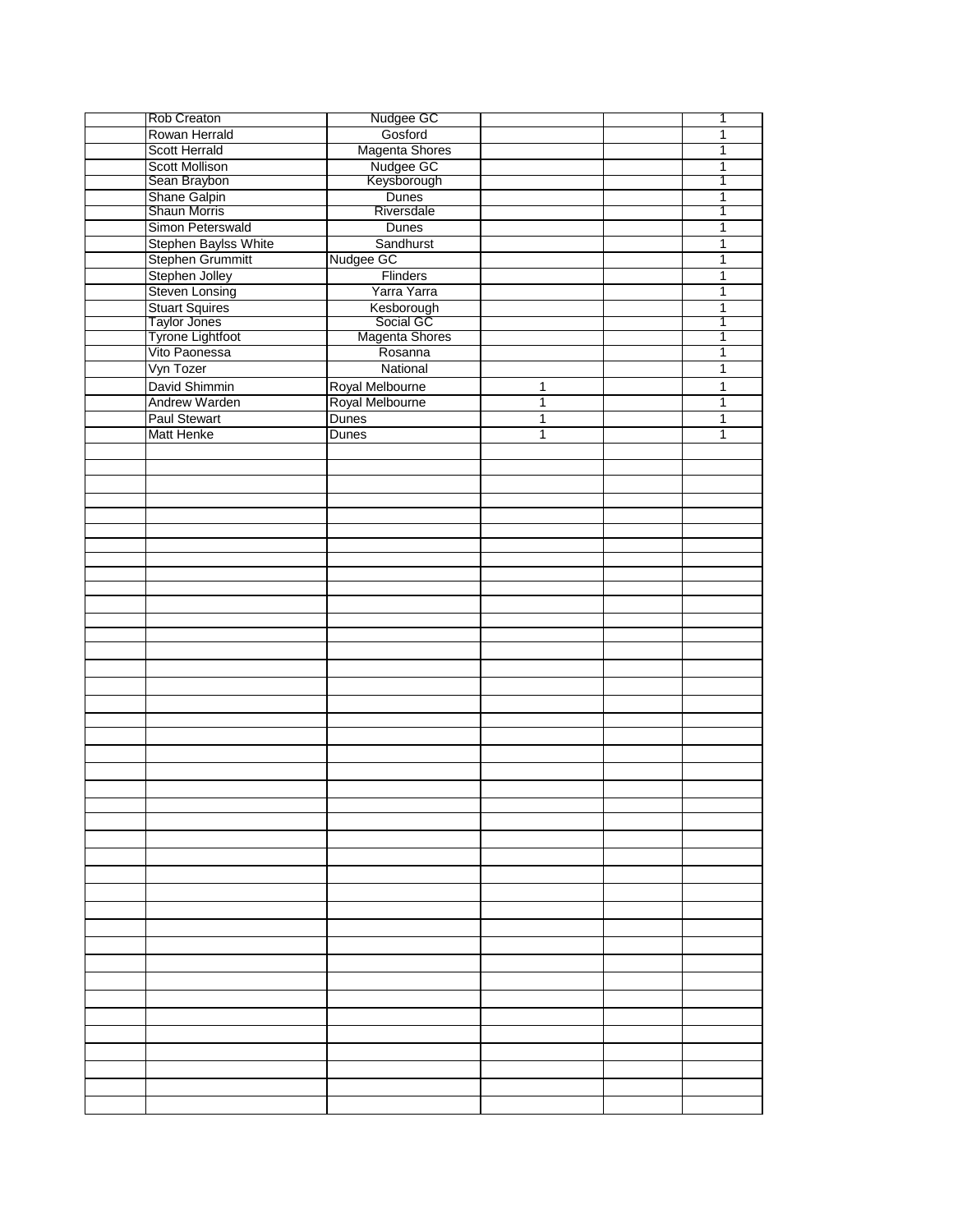| | | | | | |
|---|---|---|---|---|---|
| | Rob Creaton | Nudgee GC | | | 1 |
| | Rowan Herrald | Gosford | | | 1 |
| | Scott Herrald | Magenta Shores | | | 1 |
| | Scott Mollison | Nudgee GC | | | 1 |
| | Sean Braybon | Keysborough | | | 1 |
| | Shane Galpin | Dunes | | | 1 |
| | Shaun Morris | Riversdale | | | 1 |
| | Simon Peterswald | Dunes | | | 1 |
| | Stephen Baylss White | Sandhurst | | | 1 |
| | Stephen Grummitt | Nudgee GC | | | 1 |
| | Stephen Jolley | Flinders | | | 1 |
| | Steven Lonsing | Yarra Yarra | | | 1 |
| | Stuart Squires | Kesborough | | | 1 |
| | Taylor Jones | Social GC | | | 1 |
| | Tyrone Lightfoot | Magenta Shores | | | 1 |
| | Vito Paonessa | Rosanna | | | 1 |
| | Vyn Tozer | National | | | 1 |
| | David Shimmin | Royal Melbourne | 1 | | 1 |
| | Andrew Warden | Royal Melbourne | 1 | | 1 |
| | Paul Stewart | Dunes | 1 | | 1 |
| | Matt Henke | Dunes | 1 | | 1 |